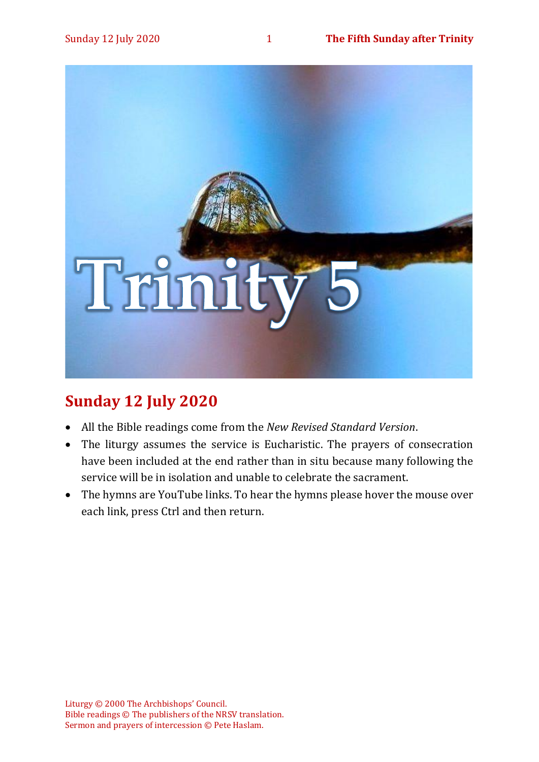# Trinity 5

## Sunday 12 July 2020

- All the Bible readings come from the *New Revised Standard Version*.
- The liturgy assumes the service is Eucharistic. The prayers of consecration have been included at the end rather than in situ because many following the service will be in isolation and unable to celebrate the sacrament.
- The hymns are YouTube links. To hear the hymns please hover the mouse over each link, press Ctrl and then return.

Liturgy © 2000 The Archbishops' Council.
Bible readings © The publishers of the NRSV translation.
Sermon and prayers of intercession © Pete Haslam.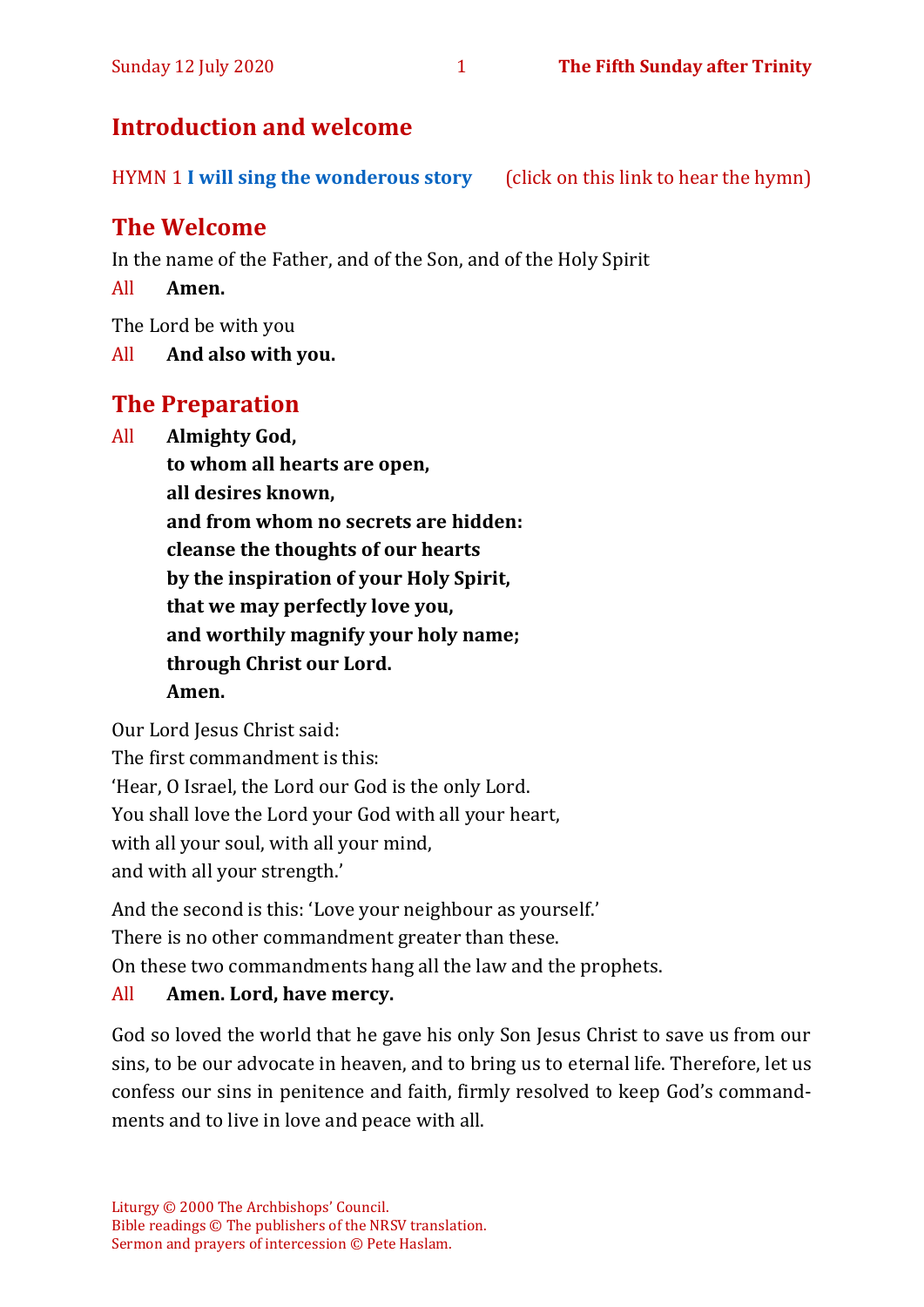## Introduction and welcome

HYMN 1 **I will sing the wonderous story** (click on this link to hear the hymn)

## The Welcome

In the name of the Father, and of the Son, and of the Holy Spirit

All **Amen.**

The Lord be with you

All **And also with you.**

## The Preparation

All **Almighty God,**
**to whom all hearts are open,**
**all desires known,**
**and from whom no secrets are hidden:**
**cleanse the thoughts of our hearts**
**by the inspiration of your Holy Spirit,**
**that we may perfectly love you,**
**and worthily magnify your holy name;**
**through Christ our Lord.**
**Amen.**

Our Lord Jesus Christ said:
The first commandment is this:
'Hear, O Israel, the Lord our God is the only Lord.
You shall love the Lord your God with all your heart,
with all your soul, with all your mind,
and with all your strength.'

And the second is this: 'Love your neighbour as yourself.'
There is no other commandment greater than these.
On these two commandments hang all the law and the prophets.

All **Amen. Lord, have mercy.**

God so loved the world that he gave his only Son Jesus Christ to save us from our sins, to be our advocate in heaven, and to bring us to eternal life. Therefore, let us confess our sins in penitence and faith, firmly resolved to keep God's commandments and to live in love and peace with all.

Liturgy © 2000 The Archbishops' Council.
Bible readings © The publishers of the NRSV translation.
Sermon and prayers of intercession © Pete Haslam.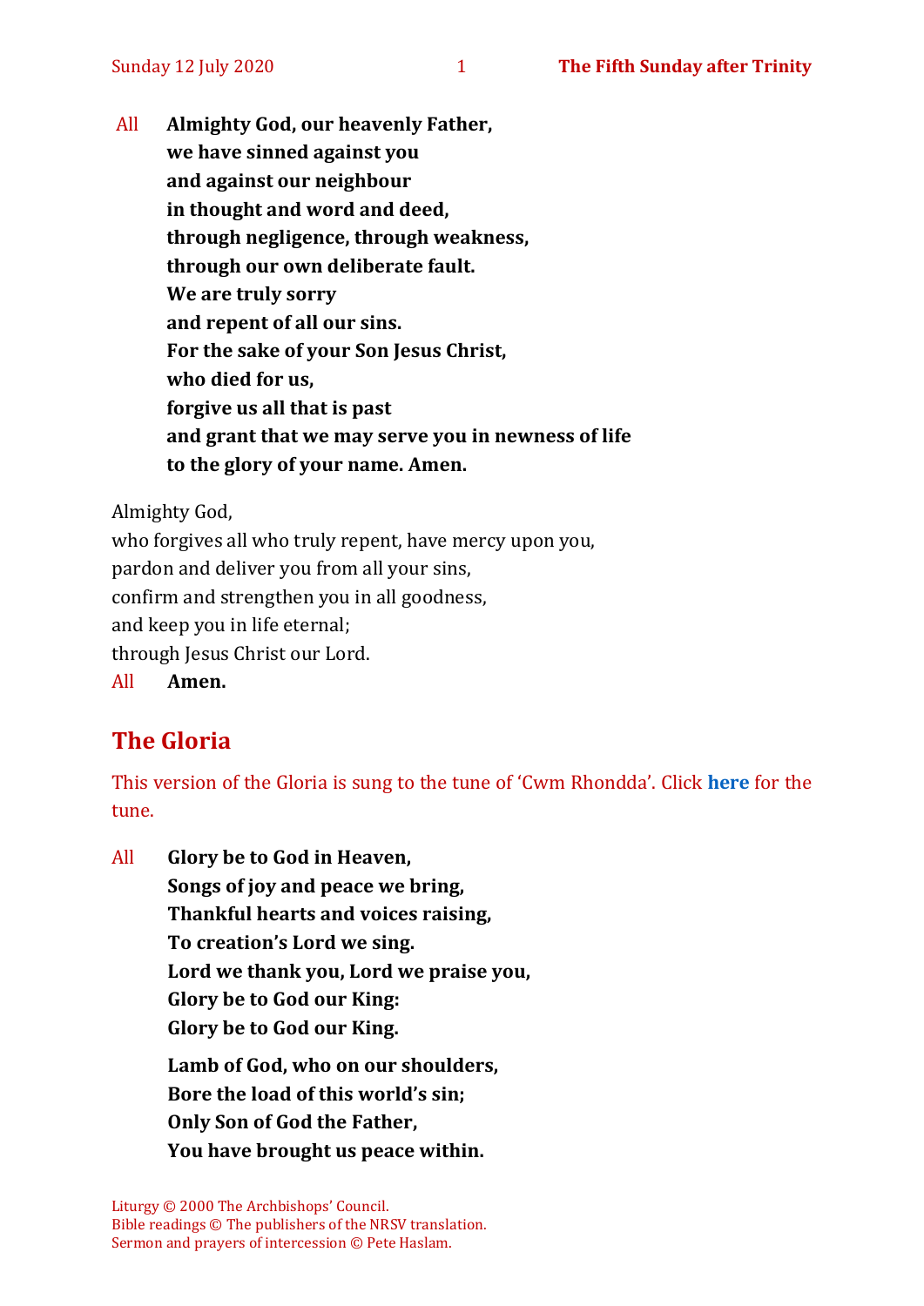All **Almighty God, our heavenly Father,**
**we have sinned against you**
**and against our neighbour**
**in thought and word and deed,**
**through negligence, through weakness,**
**through our own deliberate fault.**
**We are truly sorry**
**and repent of all our sins.**
**For the sake of your Son Jesus Christ,**
**who died for us,**
**forgive us all that is past**
**and grant that we may serve you in newness of life**
**to the glory of your name. Amen.**

Almighty God,
who forgives all who truly repent, have mercy upon you,
pardon and deliver you from all your sins,
confirm and strengthen you in all goodness,
and keep you in life eternal;
through Jesus Christ our Lord.
All **Amen.**

## The Gloria

This version of the Gloria is sung to the tune of 'Cwm Rhondda'. Click **here** for the tune.

All **Glory be to God in Heaven,**
**Songs of joy and peace we bring,**
**Thankful hearts and voices raising,**
**To creation's Lord we sing.**
**Lord we thank you, Lord we praise you,**
**Glory be to God our King:**
**Glory be to God our King.**

**Lamb of God, who on our shoulders,**
**Bore the load of this world's sin;**
**Only Son of God the Father,**
**You have brought us peace within.**

Liturgy © 2000 The Archbishops' Council.
Bible readings © The publishers of the NRSV translation.
Sermon and prayers of intercession © Pete Haslam.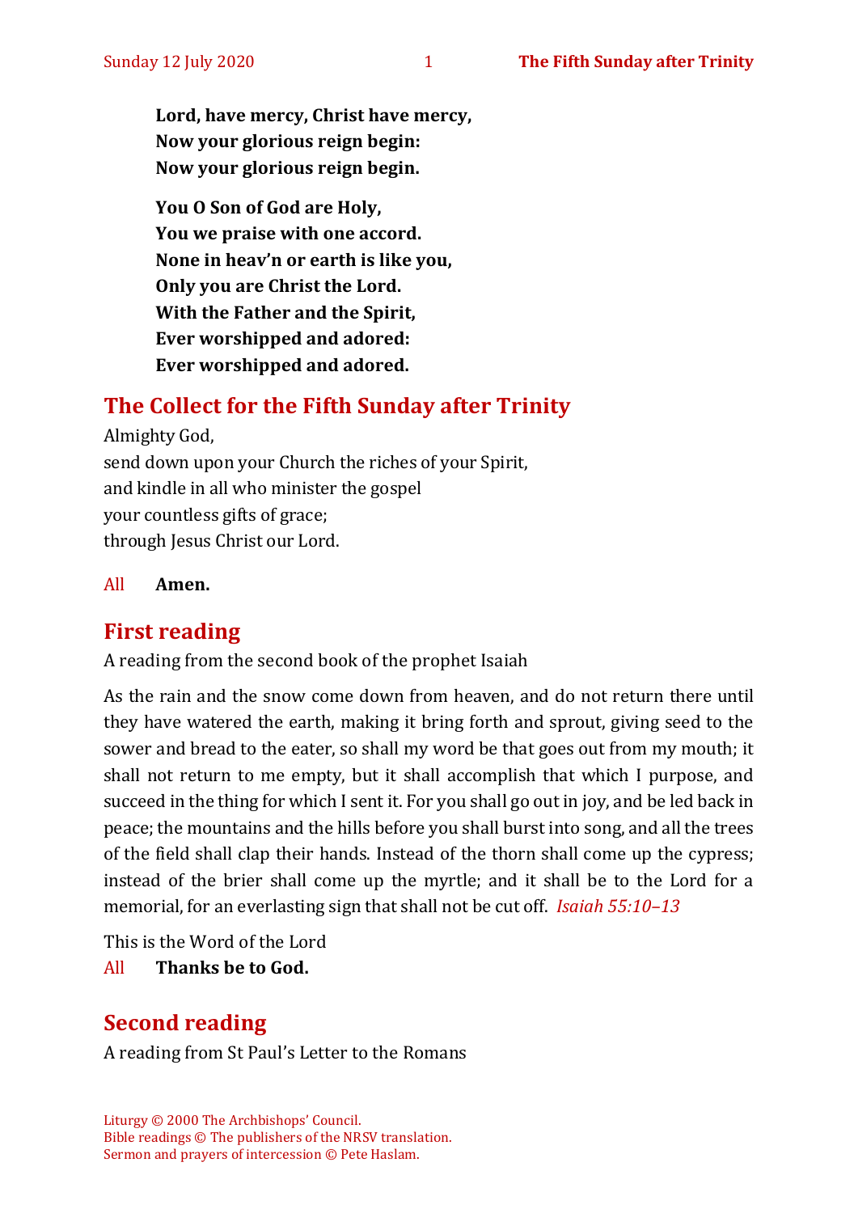**Lord, have mercy, Christ have mercy,**
**Now your glorious reign begin:**
**Now your glorious reign begin.**

**You O Son of God are Holy,**
**You we praise with one accord.**
**None in heav'n or earth is like you,**
**Only you are Christ the Lord.**
**With the Father and the Spirit,**
**Ever worshipped and adored:**
**Ever worshipped and adored.**

## The Collect for the Fifth Sunday after Trinity

Almighty God,
send down upon your Church the riches of your Spirit,
and kindle in all who minister the gospel
your countless gifts of grace;
through Jesus Christ our Lord.

All **Amen.**

## First reading

A reading from the second book of the prophet Isaiah

As the rain and the snow come down from heaven, and do not return there until they have watered the earth, making it bring forth and sprout, giving seed to the sower and bread to the eater, so shall my word be that goes out from my mouth; it shall not return to me empty, but it shall accomplish that which I purpose, and succeed in the thing for which I sent it. For you shall go out in joy, and be led back in peace; the mountains and the hills before you shall burst into song, and all the trees of the field shall clap their hands. Instead of the thorn shall come up the cypress; instead of the brier shall come up the myrtle; and it shall be to the Lord for a memorial, for an everlasting sign that shall not be cut off. *Isaiah 55:10–13*

This is the Word of the Lord
All **Thanks be to God.**

## Second reading

A reading from St Paul's Letter to the Romans

Liturgy © 2000 The Archbishops' Council.
Bible readings © The publishers of the NRSV translation.
Sermon and prayers of intercession © Pete Haslam.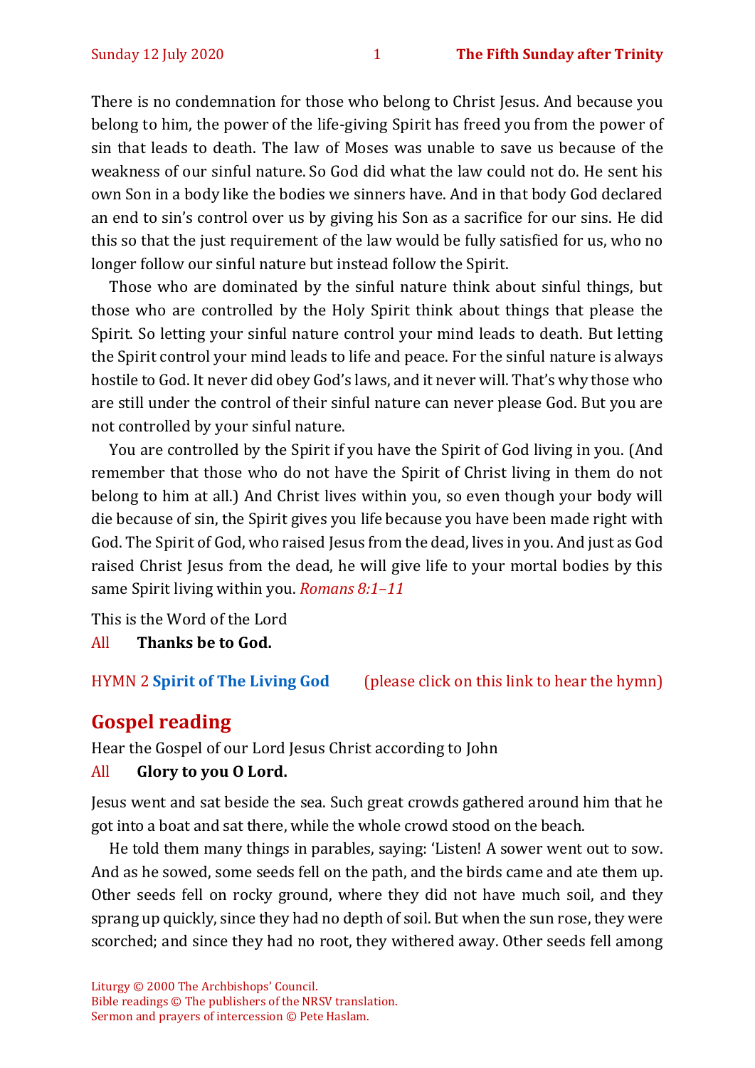There is no condemnation for those who belong to Christ Jesus. And because you belong to him, the power of the life-giving Spirit has freed you from the power of sin that leads to death. The law of Moses was unable to save us because of the weakness of our sinful nature. So God did what the law could not do. He sent his own Son in a body like the bodies we sinners have. And in that body God declared an end to sin's control over us by giving his Son as a sacrifice for our sins. He did this so that the just requirement of the law would be fully satisfied for us, who no longer follow our sinful nature but instead follow the Spirit.

Those who are dominated by the sinful nature think about sinful things, but those who are controlled by the Holy Spirit think about things that please the Spirit. So letting your sinful nature control your mind leads to death. But letting the Spirit control your mind leads to life and peace. For the sinful nature is always hostile to God. It never did obey God's laws, and it never will. That's why those who are still under the control of their sinful nature can never please God. But you are not controlled by your sinful nature.

You are controlled by the Spirit if you have the Spirit of God living in you. (And remember that those who do not have the Spirit of Christ living in them do not belong to him at all.) And Christ lives within you, so even though your body will die because of sin, the Spirit gives you life because you have been made right with God. The Spirit of God, who raised Jesus from the dead, lives in you. And just as God raised Christ Jesus from the dead, he will give life to your mortal bodies by this same Spirit living within you. *Romans 8:1–11*

This is the Word of the Lord

All **Thanks be to God.**

HYMN 2 **Spirit of The Living God** (please click on this link to hear the hymn)

## Gospel reading

Hear the Gospel of our Lord Jesus Christ according to John

All **Glory to you O Lord.**

Jesus went and sat beside the sea. Such great crowds gathered around him that he got into a boat and sat there, while the whole crowd stood on the beach.

He told them many things in parables, saying: 'Listen! A sower went out to sow. And as he sowed, some seeds fell on the path, and the birds came and ate them up. Other seeds fell on rocky ground, where they did not have much soil, and they sprang up quickly, since they had no depth of soil. But when the sun rose, they were scorched; and since they had no root, they withered away. Other seeds fell among

Liturgy © 2000 The Archbishops' Council.
Bible readings © The publishers of the NRSV translation.
Sermon and prayers of intercession © Pete Haslam.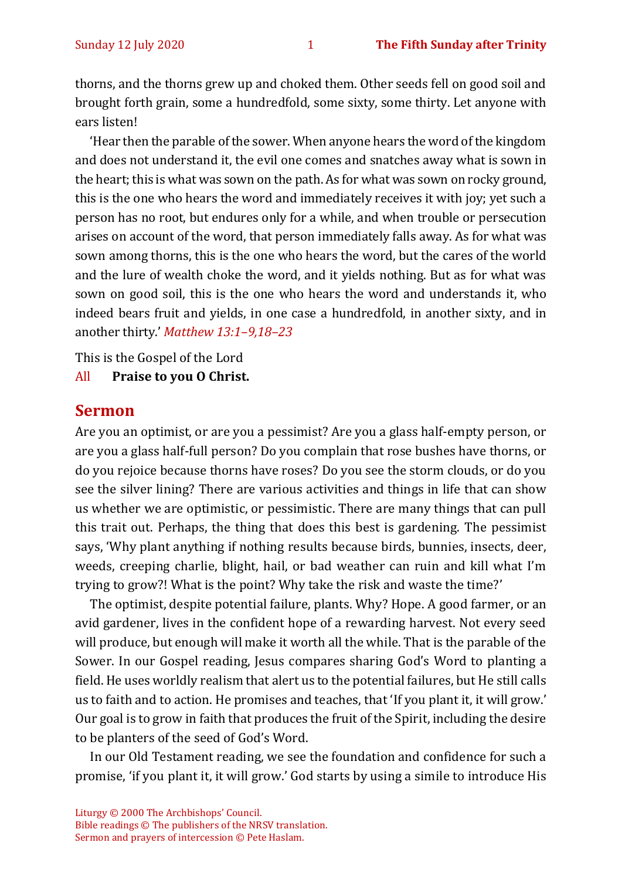thorns, and the thorns grew up and choked them. Other seeds fell on good soil and brought forth grain, some a hundredfold, some sixty, some thirty. Let anyone with ears listen!

'Hear then the parable of the sower. When anyone hears the word of the kingdom and does not understand it, the evil one comes and snatches away what is sown in the heart; this is what was sown on the path. As for what was sown on rocky ground, this is the one who hears the word and immediately receives it with joy; yet such a person has no root, but endures only for a while, and when trouble or persecution arises on account of the word, that person immediately falls away. As for what was sown among thorns, this is the one who hears the word, but the cares of the world and the lure of wealth choke the word, and it yields nothing. But as for what was sown on good soil, this is the one who hears the word and understands it, who indeed bears fruit and yields, in one case a hundredfold, in another sixty, and in another thirty.' *Matthew 13:1–9,18–23*

This is the Gospel of the Lord

All **Praise to you O Christ.**

## Sermon

Are you an optimist, or are you a pessimist? Are you a glass half-empty person, or are you a glass half-full person? Do you complain that rose bushes have thorns, or do you rejoice because thorns have roses? Do you see the storm clouds, or do you see the silver lining? There are various activities and things in life that can show us whether we are optimistic, or pessimistic. There are many things that can pull this trait out. Perhaps, the thing that does this best is gardening. The pessimist says, 'Why plant anything if nothing results because birds, bunnies, insects, deer, weeds, creeping charlie, blight, hail, or bad weather can ruin and kill what I'm trying to grow?! What is the point? Why take the risk and waste the time?'

The optimist, despite potential failure, plants. Why? Hope. A good farmer, or an avid gardener, lives in the confident hope of a rewarding harvest. Not every seed will produce, but enough will make it worth all the while. That is the parable of the Sower. In our Gospel reading, Jesus compares sharing God's Word to planting a field. He uses worldly realism that alert us to the potential failures, but He still calls us to faith and to action. He promises and teaches, that 'If you plant it, it will grow.' Our goal is to grow in faith that produces the fruit of the Spirit, including the desire to be planters of the seed of God's Word.

In our Old Testament reading, we see the foundation and confidence for such a promise, 'if you plant it, it will grow.' God starts by using a simile to introduce His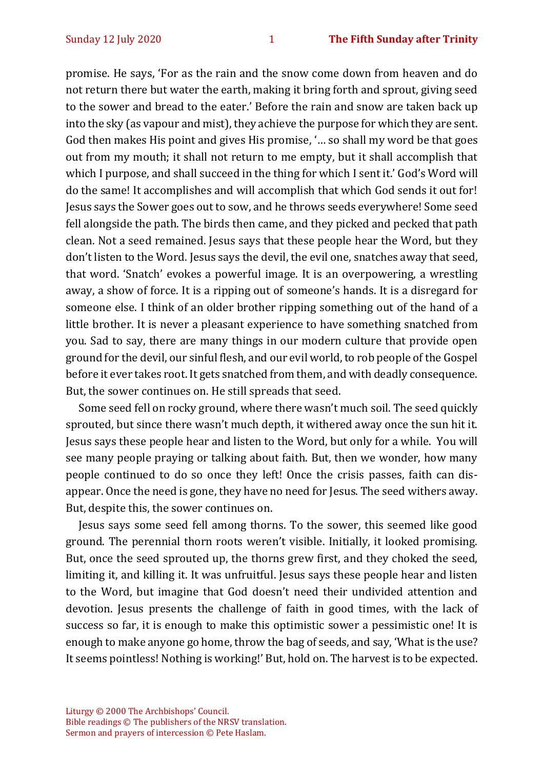promise. He says, 'For as the rain and the snow come down from heaven and do not return there but water the earth, making it bring forth and sprout, giving seed to the sower and bread to the eater.' Before the rain and snow are taken back up into the sky (as vapour and mist), they achieve the purpose for which they are sent. God then makes His point and gives His promise, '… so shall my word be that goes out from my mouth; it shall not return to me empty, but it shall accomplish that which I purpose, and shall succeed in the thing for which I sent it.' God's Word will do the same! It accomplishes and will accomplish that which God sends it out for! Jesus says the Sower goes out to sow, and he throws seeds everywhere! Some seed fell alongside the path. The birds then came, and they picked and pecked that path clean. Not a seed remained. Jesus says that these people hear the Word, but they don't listen to the Word. Jesus says the devil, the evil one, snatches away that seed, that word. 'Snatch' evokes a powerful image. It is an overpowering, a wrestling away, a show of force. It is a ripping out of someone's hands. It is a disregard for someone else. I think of an older brother ripping something out of the hand of a little brother. It is never a pleasant experience to have something snatched from you. Sad to say, there are many things in our modern culture that provide open ground for the devil, our sinful flesh, and our evil world, to rob people of the Gospel before it ever takes root. It gets snatched from them, and with deadly consequence. But, the sower continues on. He still spreads that seed.

Some seed fell on rocky ground, where there wasn't much soil. The seed quickly sprouted, but since there wasn't much depth, it withered away once the sun hit it. Jesus says these people hear and listen to the Word, but only for a while. You will see many people praying or talking about faith. But, then we wonder, how many people continued to do so once they left! Once the crisis passes, faith can disappear. Once the need is gone, they have no need for Jesus. The seed withers away. But, despite this, the sower continues on.

Jesus says some seed fell among thorns. To the sower, this seemed like good ground. The perennial thorn roots weren't visible. Initially, it looked promising. But, once the seed sprouted up, the thorns grew first, and they choked the seed, limiting it, and killing it. It was unfruitful. Jesus says these people hear and listen to the Word, but imagine that God doesn't need their undivided attention and devotion. Jesus presents the challenge of faith in good times, with the lack of success so far, it is enough to make this optimistic sower a pessimistic one! It is enough to make anyone go home, throw the bag of seeds, and say, 'What is the use? It seems pointless! Nothing is working!' But, hold on. The harvest is to be expected.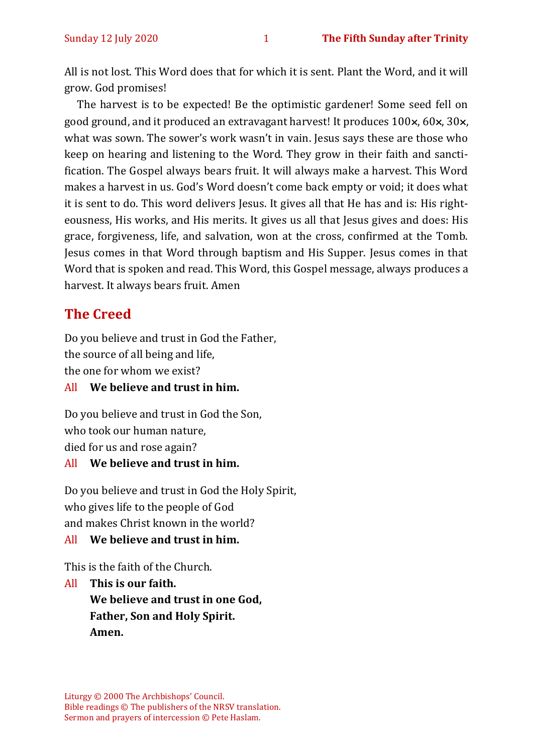All is not lost. This Word does that for which it is sent. Plant the Word, and it will grow. God promises!

The harvest is to be expected! Be the optimistic gardener! Some seed fell on good ground, and it produced an extravagant harvest! It produces 100×, 60×, 30×, what was sown. The sower's work wasn't in vain. Jesus says these are those who keep on hearing and listening to the Word. They grow in their faith and sanctification. The Gospel always bears fruit. It will always make a harvest. This Word makes a harvest in us. God's Word doesn't come back empty or void; it does what it is sent to do. This word delivers Jesus. It gives all that He has and is: His righteousness, His works, and His merits. It gives us all that Jesus gives and does: His grace, forgiveness, life, and salvation, won at the cross, confirmed at the Tomb. Jesus comes in that Word through baptism and His Supper. Jesus comes in that Word that is spoken and read. This Word, this Gospel message, always produces a harvest. It always bears fruit. Amen

## The Creed

Do you believe and trust in God the Father,
the source of all being and life,
the one for whom we exist?

All **We believe and trust in him.**

Do you believe and trust in God the Son,
who took our human nature,
died for us and rose again?

All **We believe and trust in him.**

Do you believe and trust in God the Holy Spirit,
who gives life to the people of God
and makes Christ known in the world?

All **We believe and trust in him.**

This is the faith of the Church.

All **This is our faith.**
**We believe and trust in one God,**
**Father, Son and Holy Spirit.**
**Amen.**

Liturgy © 2000 The Archbishops' Council.
Bible readings © The publishers of the NRSV translation.
Sermon and prayers of intercession © Pete Haslam.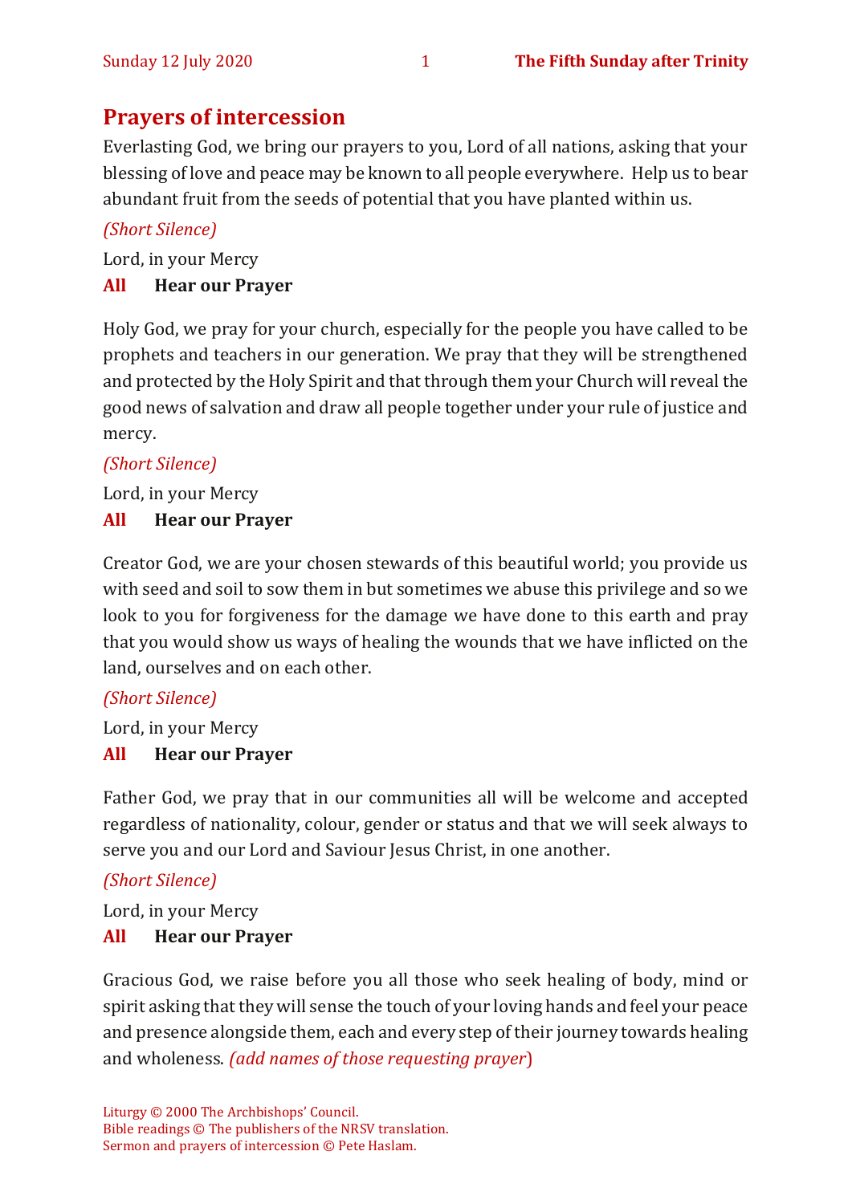## Prayers of intercession

Everlasting God, we bring our prayers to you, Lord of all nations, asking that your blessing of love and peace may be known to all people everywhere.  Help us to bear abundant fruit from the seeds of potential that you have planted within us.

*(Short Silence)*

Lord, in your Mercy

**All  Hear our Prayer**

Holy God, we pray for your church, especially for the people you have called to be prophets and teachers in our generation. We pray that they will be strengthened and protected by the Holy Spirit and that through them your Church will reveal the good news of salvation and draw all people together under your rule of justice and mercy.

*(Short Silence)*

Lord, in your Mercy

**All  Hear our Prayer**

Creator God, we are your chosen stewards of this beautiful world; you provide us with seed and soil to sow them in but sometimes we abuse this privilege and so we look to you for forgiveness for the damage we have done to this earth and pray that you would show us ways of healing the wounds that we have inflicted on the land, ourselves and on each other.

*(Short Silence)*

Lord, in your Mercy

**All  Hear our Prayer**

Father God, we pray that in our communities all will be welcome and accepted regardless of nationality, colour, gender or status and that we will seek always to serve you and our Lord and Saviour Jesus Christ, in one another.

*(Short Silence)*

Lord, in your Mercy

**All  Hear our Prayer**

Gracious God, we raise before you all those who seek healing of body, mind or spirit asking that they will sense the touch of your loving hands and feel your peace and presence alongside them, each and every step of their journey towards healing and wholeness. *(add names of those requesting prayer)*

Liturgy © 2000 The Archbishops' Council.
Bible readings © The publishers of the NRSV translation.
Sermon and prayers of intercession © Pete Haslam.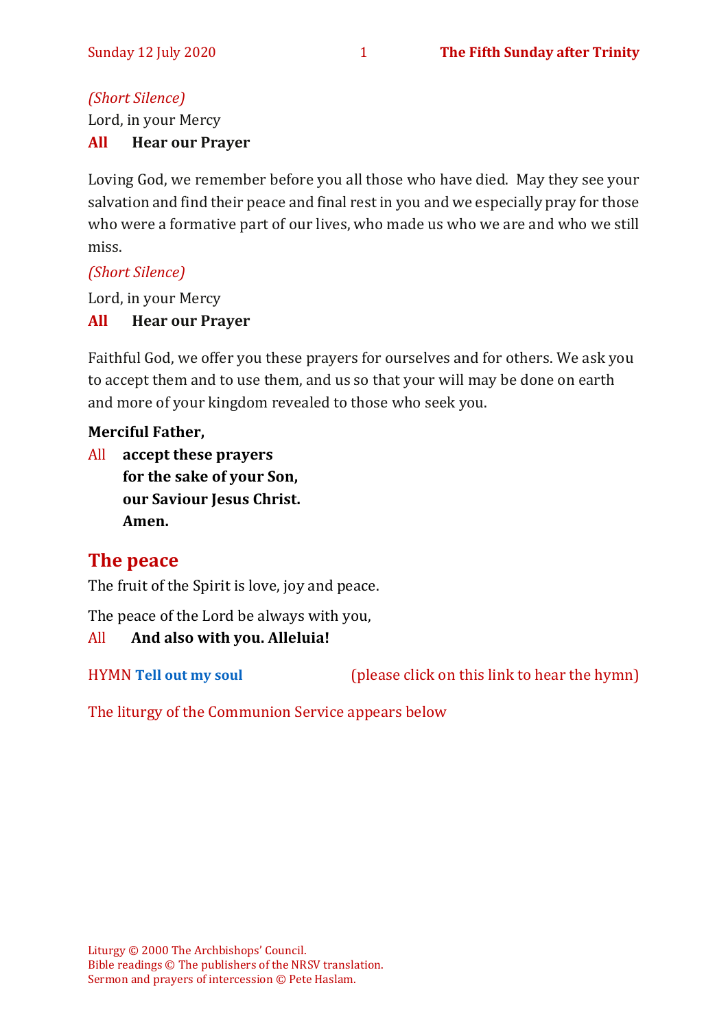*(Short Silence)*

Lord, in your Mercy

**All Hear our Prayer**

Loving God, we remember before you all those who have died. May they see your salvation and find their peace and final rest in you and we especially pray for those who were a formative part of our lives, who made us who we are and who we still miss.

*(Short Silence)*

Lord, in your Mercy

**All Hear our Prayer**

Faithful God, we offer you these prayers for ourselves and for others. We ask you to accept them and to use them, and us so that your will may be done on earth and more of your kingdom revealed to those who seek you.

**Merciful Father,**

All **accept these prayers**
**for the sake of your Son,**
**our Saviour Jesus Christ.**
**Amen.**

## The peace

The fruit of the Spirit is love, joy and peace.

The peace of the Lord be always with you,

All **And also with you. Alleluia!**

HYMN **Tell out my soul** (please click on this link to hear the hymn)

The liturgy of the Communion Service appears below

Liturgy © 2000 The Archbishops' Council.
Bible readings © The publishers of the NRSV translation.
Sermon and prayers of intercession © Pete Haslam.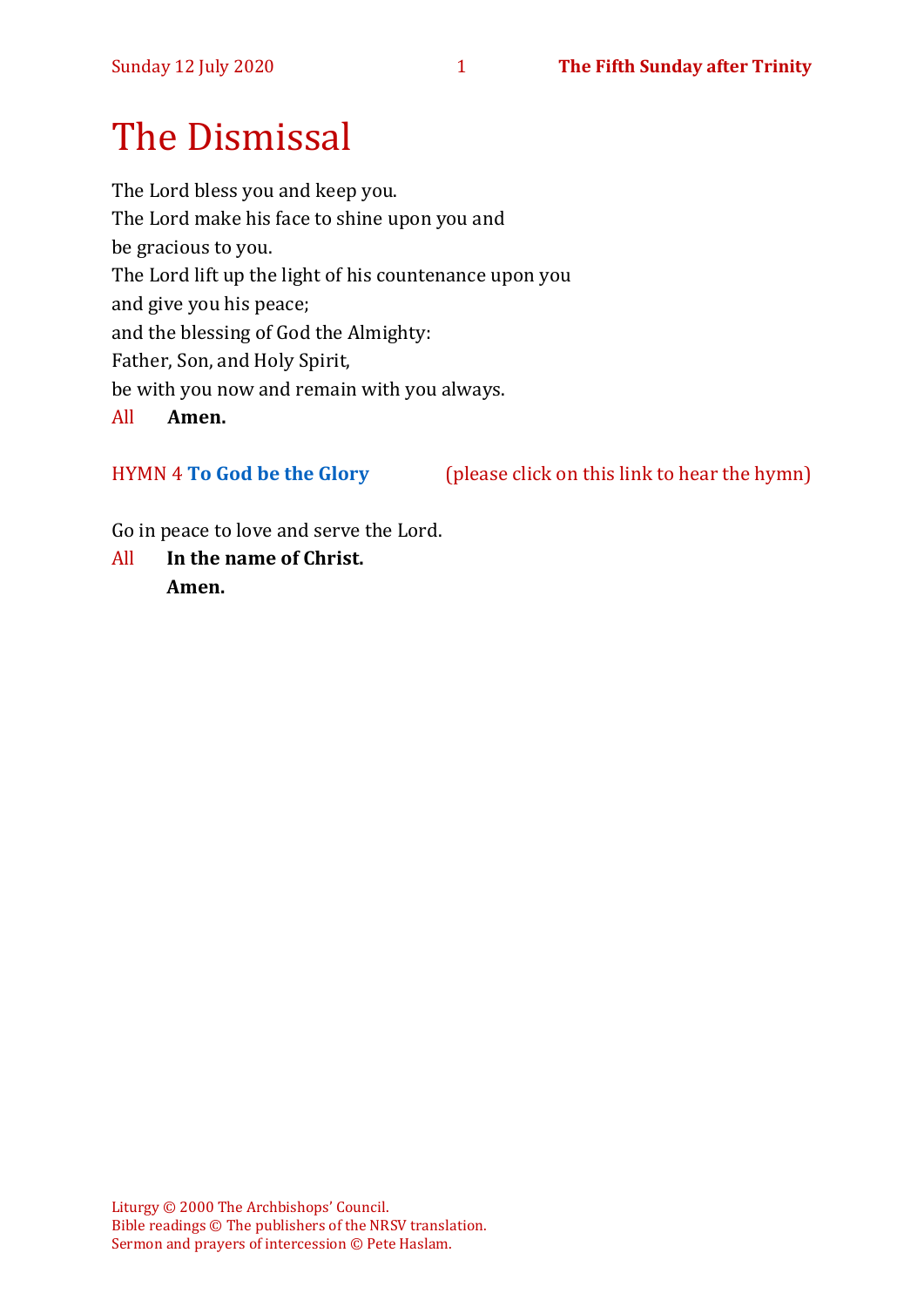# The Dismissal

The Lord bless you and keep you.
The Lord make his face to shine upon you and
be gracious to you.
The Lord lift up the light of his countenance upon you
and give you his peace;
and the blessing of God the Almighty:
Father, Son, and Holy Spirit,
be with you now and remain with you always.

All **Amen.**

HYMN 4 **To God be the Glory** (please click on this link to hear the hymn)

Go in peace to love and serve the Lord.

All **In the name of Christ.**
**Amen.**

Liturgy © 2000 The Archbishops' Council.
Bible readings © The publishers of the NRSV translation.
Sermon and prayers of intercession © Pete Haslam.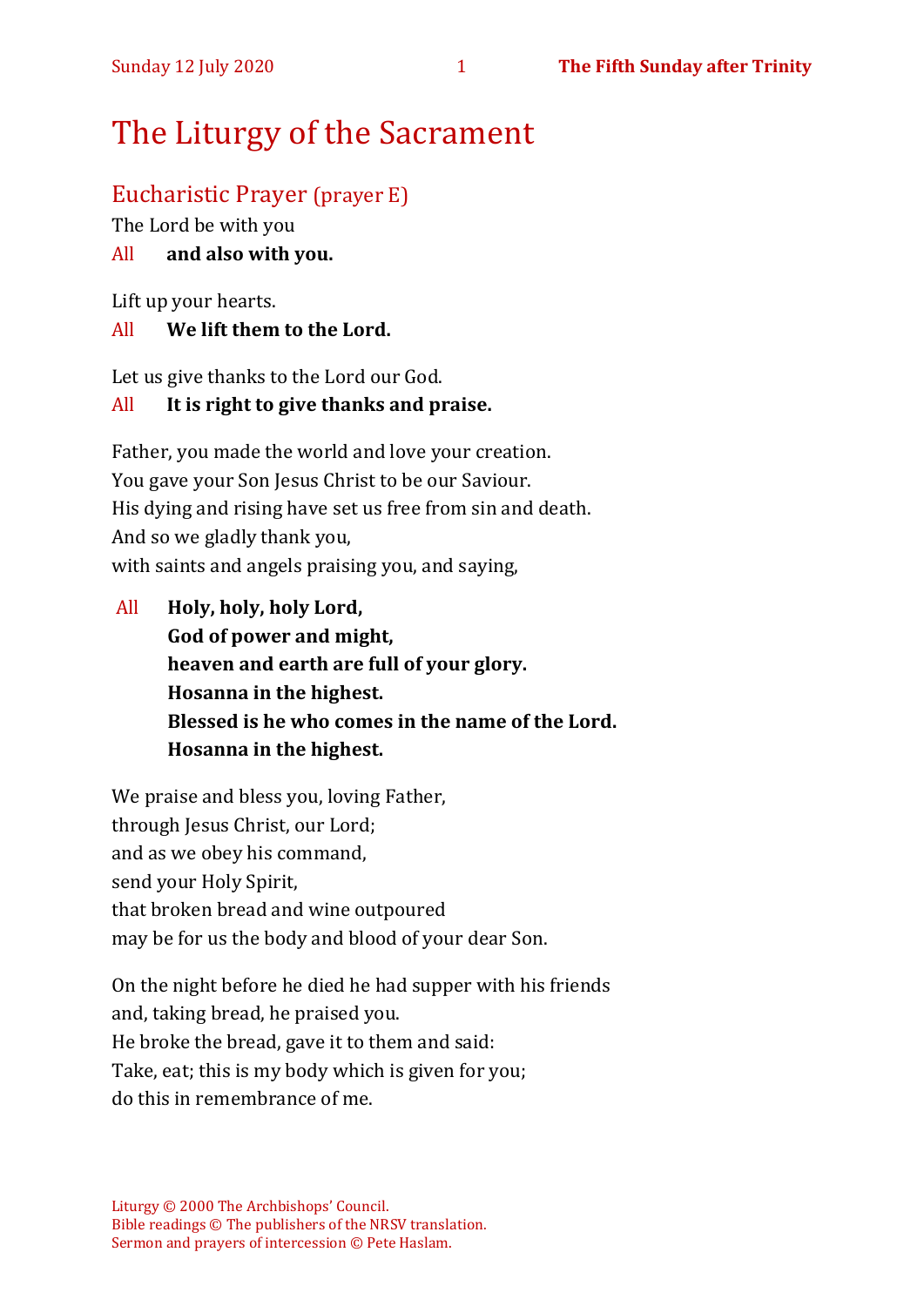# The Liturgy of the Sacrament

## Eucharistic Prayer (prayer E)

The Lord be with you

All **and also with you.**

Lift up your hearts.

All **We lift them to the Lord.**

Let us give thanks to the Lord our God.

All **It is right to give thanks and praise.**

Father, you made the world and love your creation.
You gave your Son Jesus Christ to be our Saviour.
His dying and rising have set us free from sin and death.
And so we gladly thank you,
with saints and angels praising you, and saying,

All **Holy, holy, holy Lord,**
**God of power and might,**
**heaven and earth are full of your glory.**
**Hosanna in the highest.**
**Blessed is he who comes in the name of the Lord.**
**Hosanna in the highest.**

We praise and bless you, loving Father,
through Jesus Christ, our Lord;
and as we obey his command,
send your Holy Spirit,
that broken bread and wine outpoured
may be for us the body and blood of your dear Son.

On the night before he died he had supper with his friends
and, taking bread, he praised you.
He broke the bread, gave it to them and said:
Take, eat; this is my body which is given for you;
do this in remembrance of me.

Liturgy © 2000 The Archbishops' Council.
Bible readings © The publishers of the NRSV translation.
Sermon and prayers of intercession © Pete Haslam.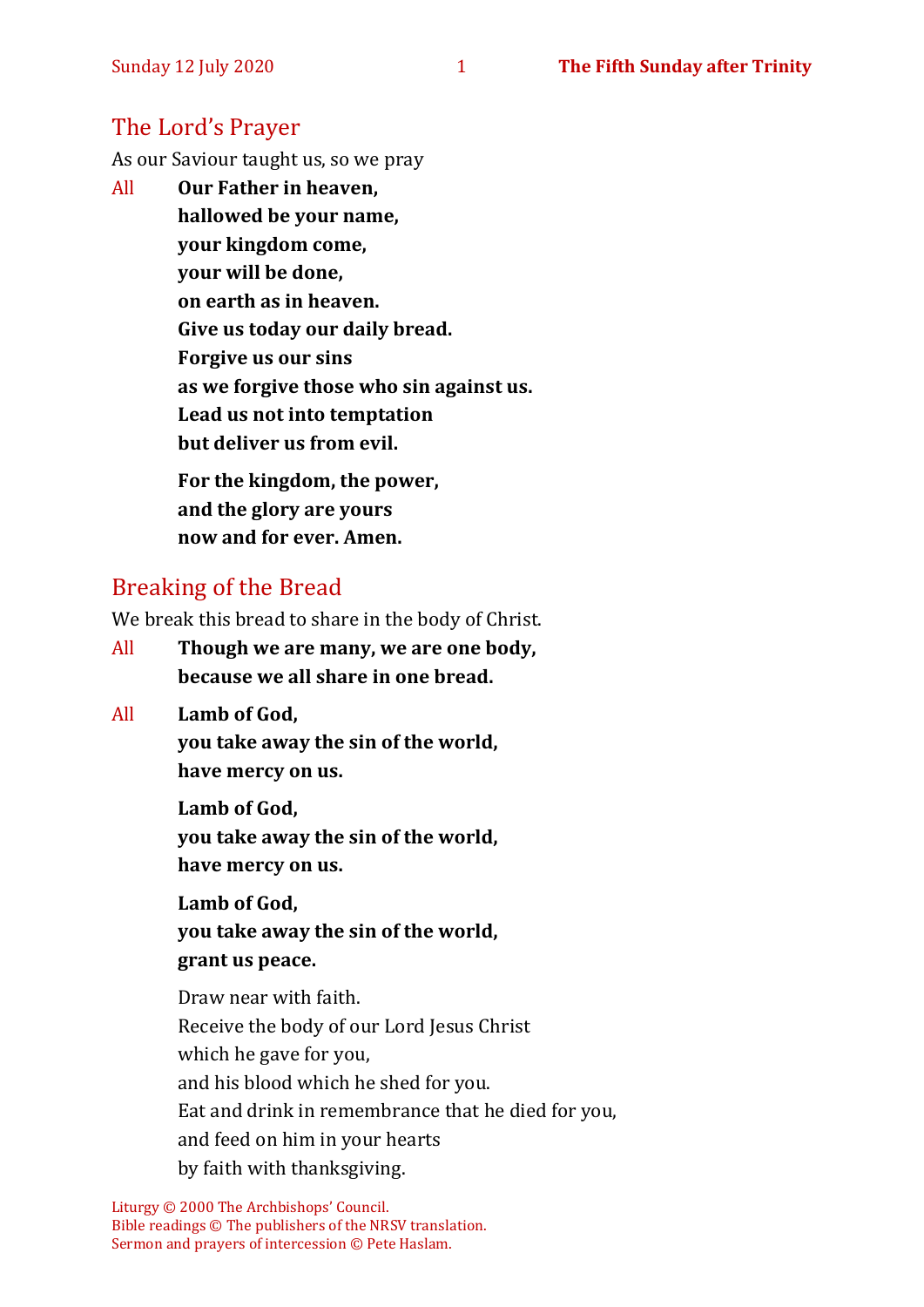## The Lord's Prayer

As our Saviour taught us, so we pray

All **Our Father in heaven,**
**hallowed be your name,**
**your kingdom come,**
**your will be done,**
**on earth as in heaven.**
**Give us today our daily bread.**
**Forgive us our sins**
**as we forgive those who sin against us.**
**Lead us not into temptation**
**but deliver us from evil.**

**For the kingdom, the power,**
**and the glory are yours**
**now and for ever. Amen.**

## Breaking of the Bread

We break this bread to share in the body of Christ.

All **Though we are many, we are one body,**
**because we all share in one bread.**

All **Lamb of God,**
**you take away the sin of the world,**
**have mercy on us.**

**Lamb of God,**
**you take away the sin of the world,**
**have mercy on us.**

**Lamb of God,**
**you take away the sin of the world,**
**grant us peace.**

Draw near with faith.
Receive the body of our Lord Jesus Christ
which he gave for you,
and his blood which he shed for you.
Eat and drink in remembrance that he died for you,
and feed on him in your hearts
by faith with thanksgiving.

Liturgy © 2000 The Archbishops' Council.
Bible readings © The publishers of the NRSV translation.
Sermon and prayers of intercession © Pete Haslam.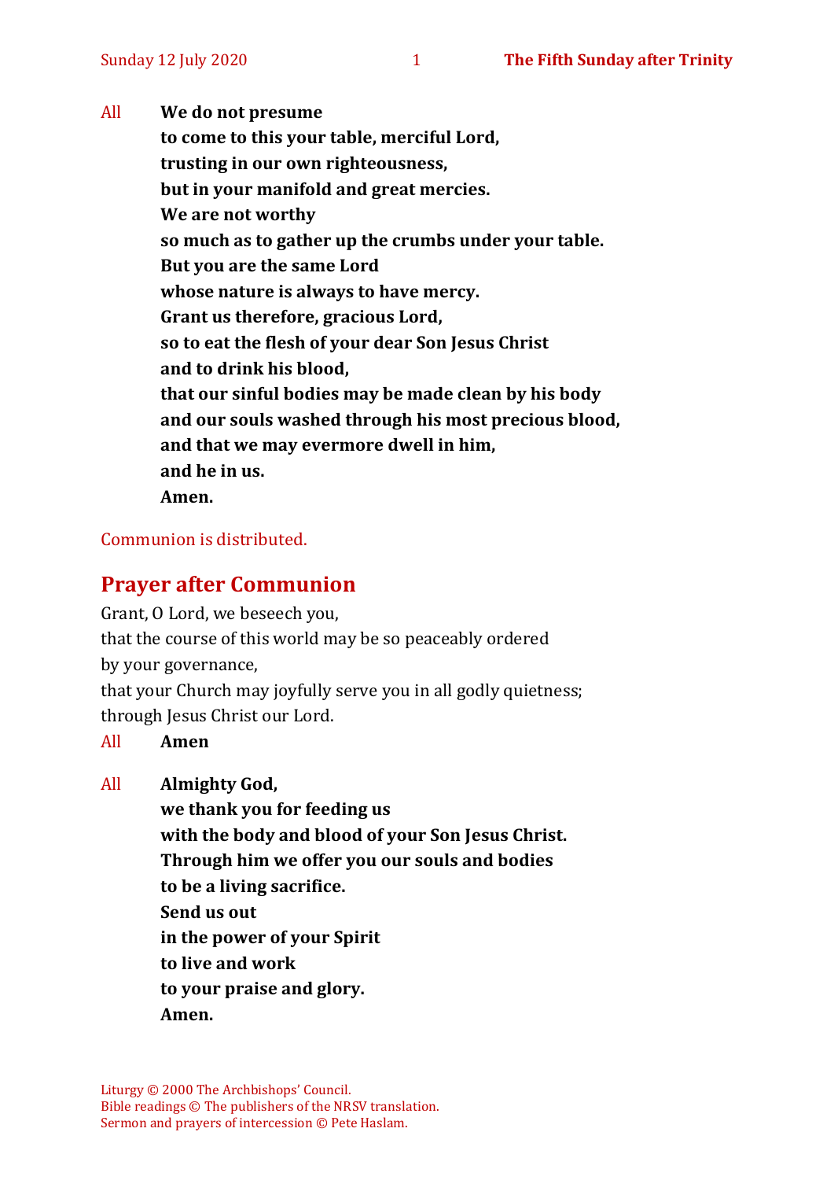All **We do not presume**
**to come to this your table, merciful Lord,**
**trusting in our own righteousness,**
**but in your manifold and great mercies.**
**We are not worthy**
**so much as to gather up the crumbs under your table.**
**But you are the same Lord**
**whose nature is always to have mercy.**
**Grant us therefore, gracious Lord,**
**so to eat the flesh of your dear Son Jesus Christ**
**and to drink his blood,**
**that our sinful bodies may be made clean by his body**
**and our souls washed through his most precious blood,**
**and that we may evermore dwell in him,**
**and he in us.**
**Amen.**

Communion is distributed.

## Prayer after Communion

Grant, O Lord, we beseech you,
that the course of this world may be so peaceably ordered
by your governance,
that your Church may joyfully serve you in all godly quietness;
through Jesus Christ our Lord.

All **Amen**

All **Almighty God,**
**we thank you for feeding us**
**with the body and blood of your Son Jesus Christ.**
**Through him we offer you our souls and bodies**
**to be a living sacrifice.**
**Send us out**
**in the power of your Spirit**
**to live and work**
**to your praise and glory.**
**Amen.**

Liturgy © 2000 The Archbishops' Council.
Bible readings © The publishers of the NRSV translation.
Sermon and prayers of intercession © Pete Haslam.